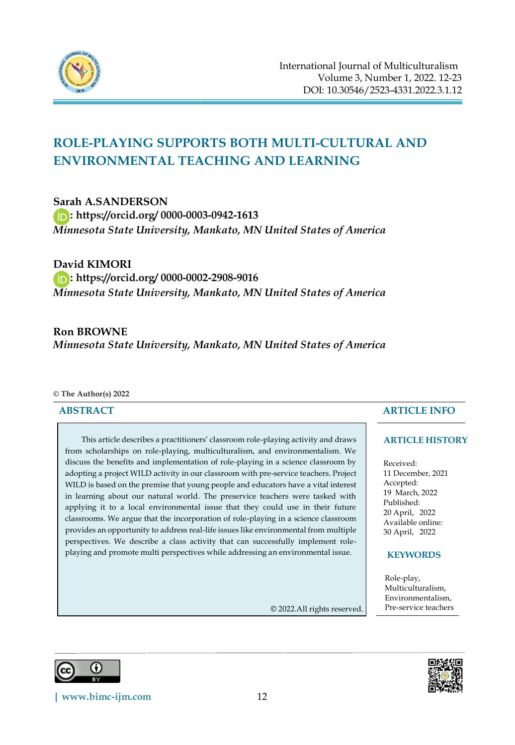# ROLE-PLAYING SUPPORTS BOTH MULTI-CULTURAL AND ENVIRONMENTAL TEACHING AND LEARNING

**Sarah A.SANDERSON**
**: https://orcid.org/ 0000-0003-0942-1613**
*Minnesota State University, Mankato, MN United States of America*

**David KIMORI**
**: https://orcid.org/ 0000-0002-2908-9016**
*Minnesota State University, Mankato, MN United States of America*

**Ron BROWNE**
*Minnesota State University, Mankato, MN United States of America*

**© The Author(s) 2022**

## ABSTRACT

This article describes a practitioners' classroom role-playing activity and draws from scholarships on role-playing, multiculturalism, and environmentalism. We discuss the benefits and implementation of role-playing in a science classroom by adopting a project WILD activity in our classroom with pre-service teachers. Project WILD is based on the premise that young people and educators have a vital interest in learning about our natural world. The preservice teachers were tasked with applying it to a local environmental issue that they could use in their future classrooms. We argue that the incorporation of role-playing in a science classroom provides an opportunity to address real-life issues like environmental from multiple perspectives. We describe a class activity that can successfully implement role-playing and promote multi perspectives while addressing an environmental issue.

© 2022.All rights reserved.

## ARTICLE INFO

### ARTICLE HISTORY

Received:
11 December, 2021
Accepted:
19 March, 2022
Published:
20 April, 2022
Available online:
30 April, 2022

### KEYWORDS

Role-play,
Multiculturalism,
Environmentalism,
Pre-service teachers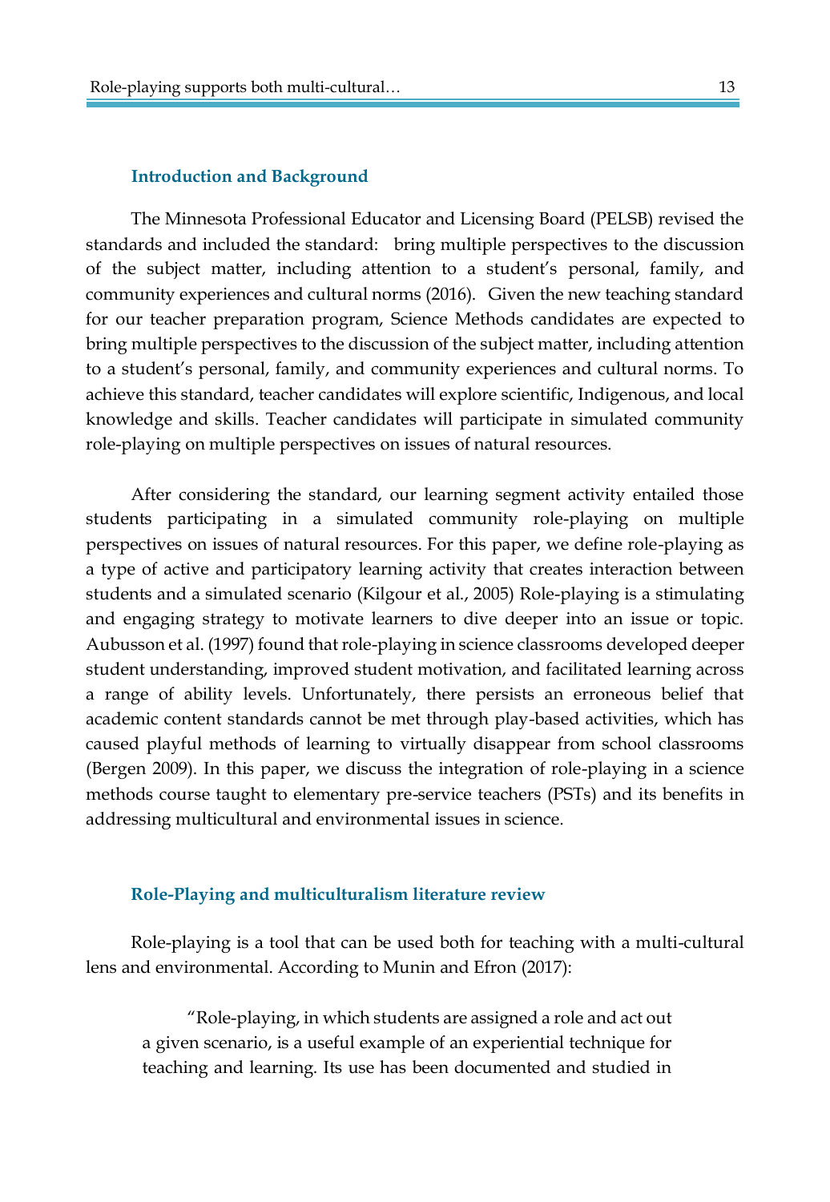## Introduction and Background

The Minnesota Professional Educator and Licensing Board (PELSB) revised the standards and included the standard: bring multiple perspectives to the discussion of the subject matter, including attention to a student's personal, family, and community experiences and cultural norms (2016). Given the new teaching standard for our teacher preparation program, Science Methods candidates are expected to bring multiple perspectives to the discussion of the subject matter, including attention to a student's personal, family, and community experiences and cultural norms. To achieve this standard, teacher candidates will explore scientific, Indigenous, and local knowledge and skills. Teacher candidates will participate in simulated community role-playing on multiple perspectives on issues of natural resources.

After considering the standard, our learning segment activity entailed those students participating in a simulated community role-playing on multiple perspectives on issues of natural resources. For this paper, we define role-playing as a type of active and participatory learning activity that creates interaction between students and a simulated scenario (Kilgour et al., 2005) Role-playing is a stimulating and engaging strategy to motivate learners to dive deeper into an issue or topic. Aubusson et al. (1997) found that role-playing in science classrooms developed deeper student understanding, improved student motivation, and facilitated learning across a range of ability levels. Unfortunately, there persists an erroneous belief that academic content standards cannot be met through play-based activities, which has caused playful methods of learning to virtually disappear from school classrooms (Bergen 2009). In this paper, we discuss the integration of role-playing in a science methods course taught to elementary pre-service teachers (PSTs) and its benefits in addressing multicultural and environmental issues in science.

## Role-Playing and multiculturalism literature review

Role-playing is a tool that can be used both for teaching with a multi-cultural lens and environmental. According to Munin and Efron (2017):

> "Role-playing, in which students are assigned a role and act out a given scenario, is a useful example of an experiential technique for teaching and learning. Its use has been documented and studied in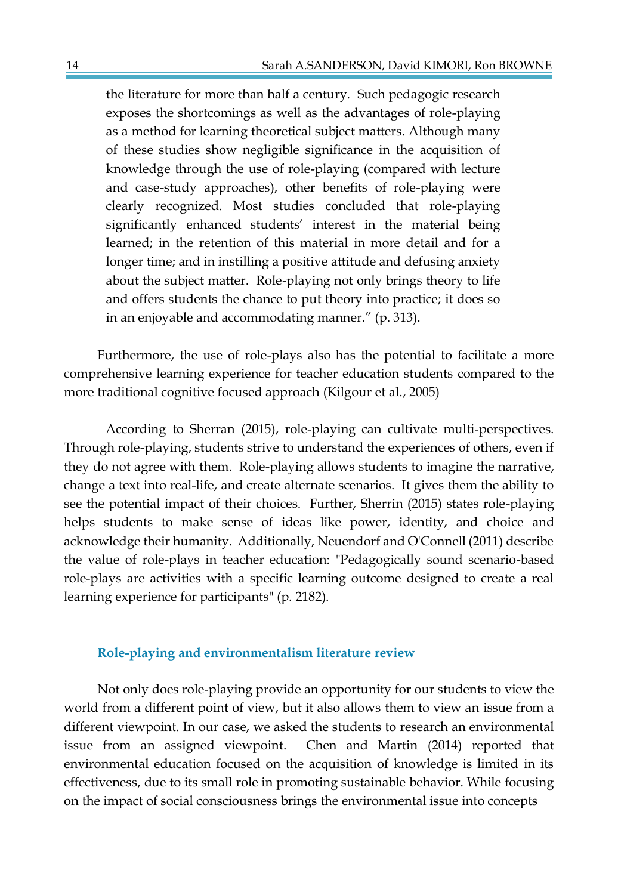> the literature for more than half a century. Such pedagogic research exposes the shortcomings as well as the advantages of role-playing as a method for learning theoretical subject matters. Although many of these studies show negligible significance in the acquisition of knowledge through the use of role-playing (compared with lecture and case-study approaches), other benefits of role-playing were clearly recognized. Most studies concluded that role-playing significantly enhanced students' interest in the material being learned; in the retention of this material in more detail and for a longer time; and in instilling a positive attitude and defusing anxiety about the subject matter. Role-playing not only brings theory to life and offers students the chance to put theory into practice; it does so in an enjoyable and accommodating manner." (p. 313).

Furthermore, the use of role-plays also has the potential to facilitate a more comprehensive learning experience for teacher education students compared to the more traditional cognitive focused approach (Kilgour et al., 2005)

According to Sherran (2015), role-playing can cultivate multi-perspectives. Through role-playing, students strive to understand the experiences of others, even if they do not agree with them. Role-playing allows students to imagine the narrative, change a text into real-life, and create alternate scenarios. It gives them the ability to see the potential impact of their choices. Further, Sherrin (2015) states role-playing helps students to make sense of ideas like power, identity, and choice and acknowledge their humanity. Additionally, Neuendorf and O'Connell (2011) describe the value of role-plays in teacher education: "Pedagogically sound scenario-based role-plays are activities with a specific learning outcome designed to create a real learning experience for participants" (p. 2182).

## Role-playing and environmentalism literature review

Not only does role-playing provide an opportunity for our students to view the world from a different point of view, but it also allows them to view an issue from a different viewpoint. In our case, we asked the students to research an environmental issue from an assigned viewpoint. Chen and Martin (2014) reported that environmental education focused on the acquisition of knowledge is limited in its effectiveness, due to its small role in promoting sustainable behavior. While focusing on the impact of social consciousness brings the environmental issue into concepts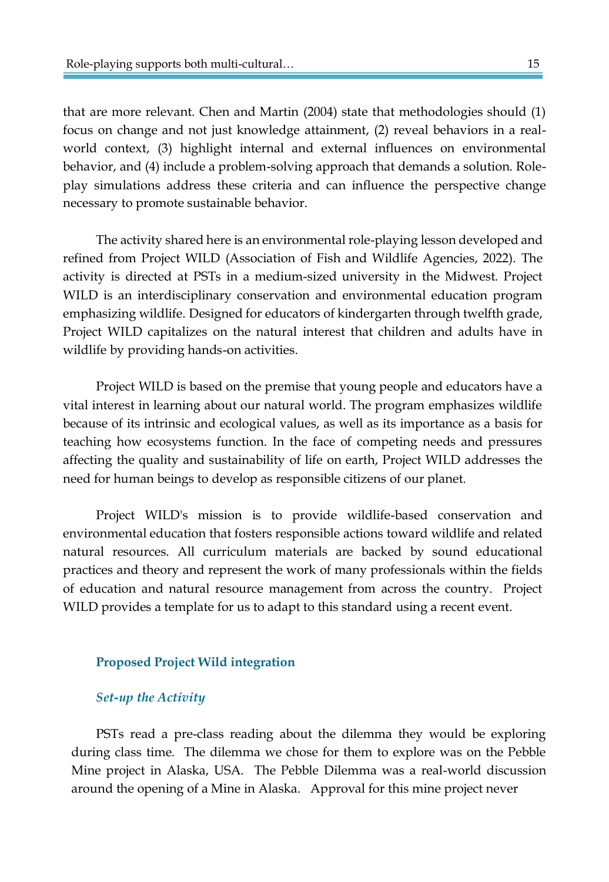that are more relevant. Chen and Martin (2004) state that methodologies should (1) focus on change and not just knowledge attainment, (2) reveal behaviors in a real-world context, (3) highlight internal and external influences on environmental behavior, and (4) include a problem-solving approach that demands a solution. Role-play simulations address these criteria and can influence the perspective change necessary to promote sustainable behavior.

The activity shared here is an environmental role-playing lesson developed and refined from Project WILD (Association of Fish and Wildlife Agencies, 2022). The activity is directed at PSTs in a medium-sized university in the Midwest. Project WILD is an interdisciplinary conservation and environmental education program emphasizing wildlife. Designed for educators of kindergarten through twelfth grade, Project WILD capitalizes on the natural interest that children and adults have in wildlife by providing hands-on activities.

Project WILD is based on the premise that young people and educators have a vital interest in learning about our natural world. The program emphasizes wildlife because of its intrinsic and ecological values, as well as its importance as a basis for teaching how ecosystems function. In the face of competing needs and pressures affecting the quality and sustainability of life on earth, Project WILD addresses the need for human beings to develop as responsible citizens of our planet.

Project WILD's mission is to provide wildlife-based conservation and environmental education that fosters responsible actions toward wildlife and related natural resources. All curriculum materials are backed by sound educational practices and theory and represent the work of many professionals within the fields of education and natural resource management from across the country. Project WILD provides a template for us to adapt to this standard using a recent event.

## Proposed Project Wild integration

### *Set-up the Activity*

PSTs read a pre-class reading about the dilemma they would be exploring during class time. The dilemma we chose for them to explore was on the Pebble Mine project in Alaska, USA. The Pebble Dilemma was a real-world discussion around the opening of a Mine in Alaska. Approval for this mine project never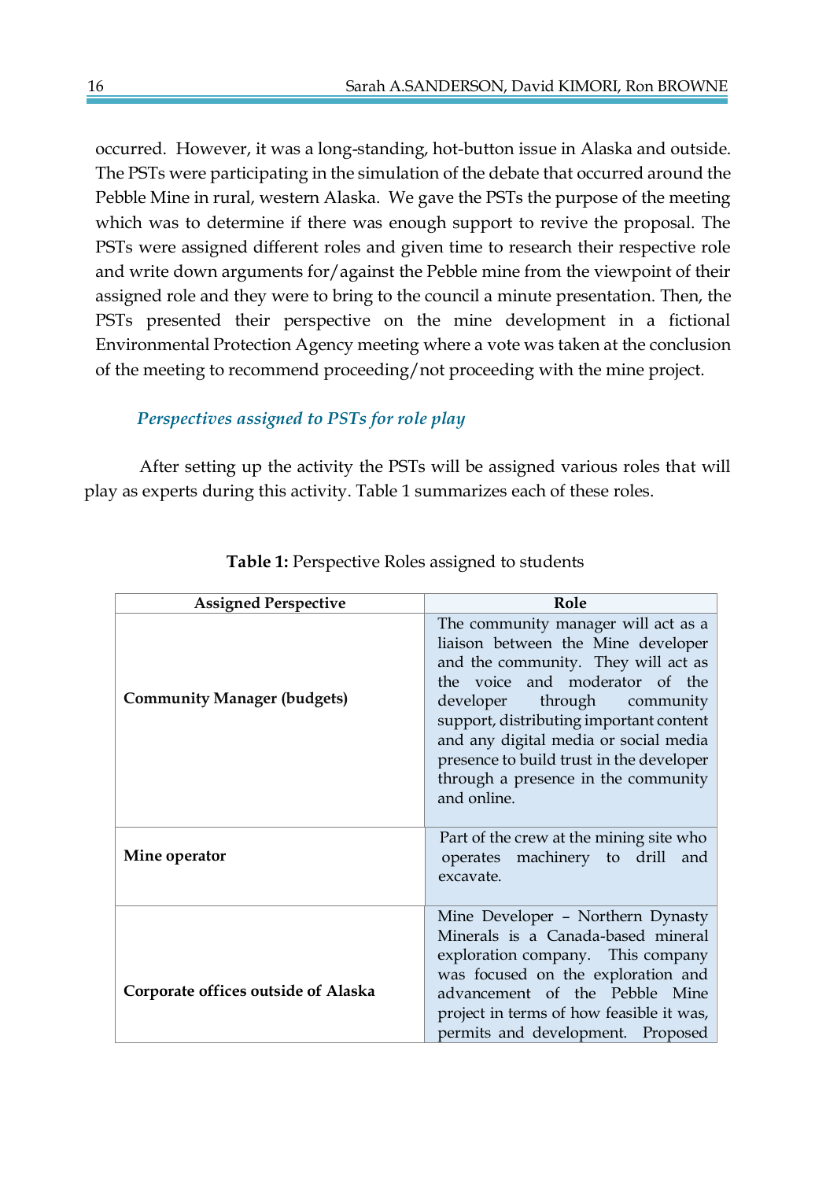occurred. However, it was a long-standing, hot-button issue in Alaska and outside. The PSTs were participating in the simulation of the debate that occurred around the Pebble Mine in rural, western Alaska. We gave the PSTs the purpose of the meeting which was to determine if there was enough support to revive the proposal. The PSTs were assigned different roles and given time to research their respective role and write down arguments for/against the Pebble mine from the viewpoint of their assigned role and they were to bring to the council a minute presentation. Then, the PSTs presented their perspective on the mine development in a fictional Environmental Protection Agency meeting where a vote was taken at the conclusion of the meeting to recommend proceeding/not proceeding with the mine project.

### *Perspectives assigned to PSTs for role play*

After setting up the activity the PSTs will be assigned various roles that will play as experts during this activity. Table 1 summarizes each of these roles.

**Table 1:** Perspective Roles assigned to students

| Assigned Perspective | Role |
|---|---|
| **Community Manager (budgets)** | The community manager will act as a liaison between the Mine developer and the community. They will act as the voice and moderator of the developer through community support, distributing important content and any digital media or social media presence to build trust in the developer through a presence in the community and online. |
| **Mine operator** | Part of the crew at the mining site who operates machinery to drill and excavate. |
| **Corporate offices outside of Alaska** | Mine Developer – Northern Dynasty Minerals is a Canada-based mineral exploration company. This company was focused on the exploration and advancement of the Pebble Mine project in terms of how feasible it was, permits and development. Proposed |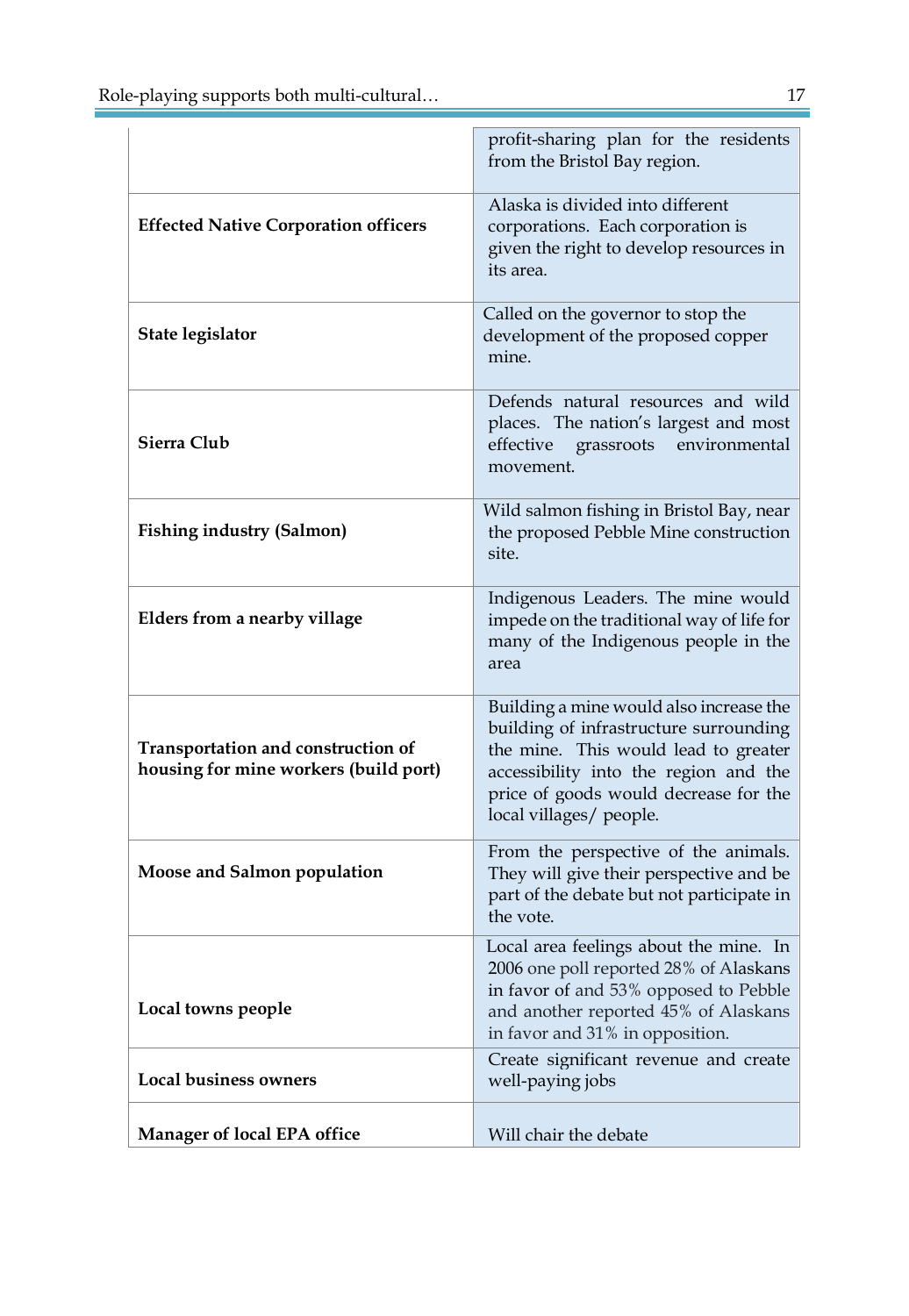| | |
|---|---|
| | profit-sharing plan for the residents from the Bristol Bay region. |
| **Effected Native Corporation officers** | Alaska is divided into different corporations. Each corporation is given the right to develop resources in its area. |
| **State legislator** | Called on the governor to stop the development of the proposed copper mine. |
| **Sierra Club** | Defends natural resources and wild places. The nation's largest and most effective grassroots environmental movement. |
| **Fishing industry (Salmon)** | Wild salmon fishing in Bristol Bay, near the proposed Pebble Mine construction site. |
| **Elders from a nearby village** | Indigenous Leaders. The mine would impede on the traditional way of life for many of the Indigenous people in the area |
| **Transportation and construction of housing for mine workers (build port)** | Building a mine would also increase the building of infrastructure surrounding the mine. This would lead to greater accessibility into the region and the price of goods would decrease for the local villages/ people. |
| **Moose and Salmon population** | From the perspective of the animals. They will give their perspective and be part of the debate but not participate in the vote. |
| **Local towns people** | Local area feelings about the mine. In 2006 one poll reported 28% of Alaskans in favor of and 53% opposed to Pebble and another reported 45% of Alaskans in favor and 31% in opposition. |
| **Local business owners** | Create significant revenue and create well-paying jobs |
| **Manager of local EPA office** | Will chair the debate |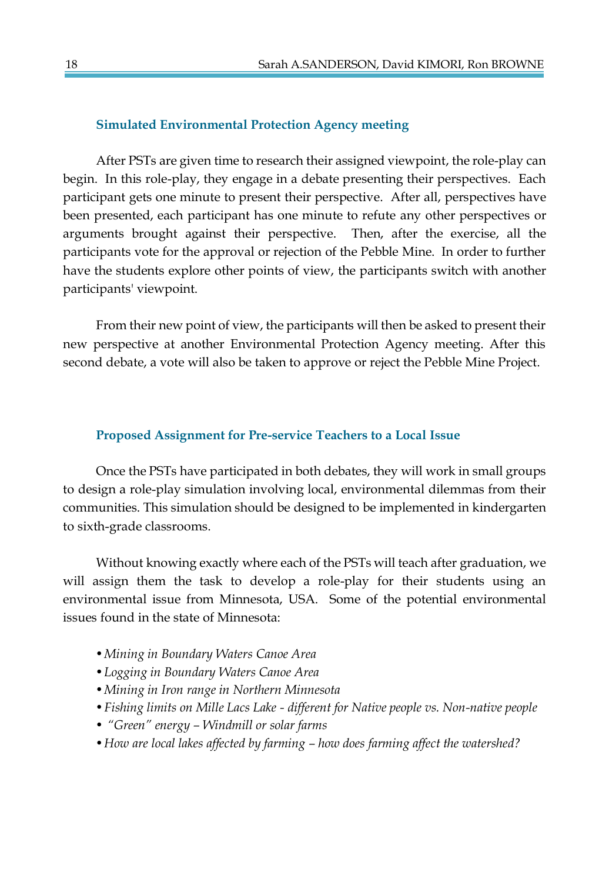### Simulated Environmental Protection Agency meeting

After PSTs are given time to research their assigned viewpoint, the role-play can begin. In this role-play, they engage in a debate presenting their perspectives. Each participant gets one minute to present their perspective. After all, perspectives have been presented, each participant has one minute to refute any other perspectives or arguments brought against their perspective. Then, after the exercise, all the participants vote for the approval or rejection of the Pebble Mine. In order to further have the students explore other points of view, the participants switch with another participants' viewpoint.

From their new point of view, the participants will then be asked to present their new perspective at another Environmental Protection Agency meeting. After this second debate, a vote will also be taken to approve or reject the Pebble Mine Project.

### Proposed Assignment for Pre-service Teachers to a Local Issue

Once the PSTs have participated in both debates, they will work in small groups to design a role-play simulation involving local, environmental dilemmas from their communities. This simulation should be designed to be implemented in kindergarten to sixth-grade classrooms.

Without knowing exactly where each of the PSTs will teach after graduation, we will assign them the task to develop a role-play for their students using an environmental issue from Minnesota, USA. Some of the potential environmental issues found in the state of Minnesota:

- *Mining in Boundary Waters Canoe Area*
- *Logging in Boundary Waters Canoe Area*
- *Mining in Iron range in Northern Minnesota*
- *Fishing limits on Mille Lacs Lake - different for Native people vs. Non-native people*
- *"Green" energy – Windmill or solar farms*
- *How are local lakes affected by farming – how does farming affect the watershed?*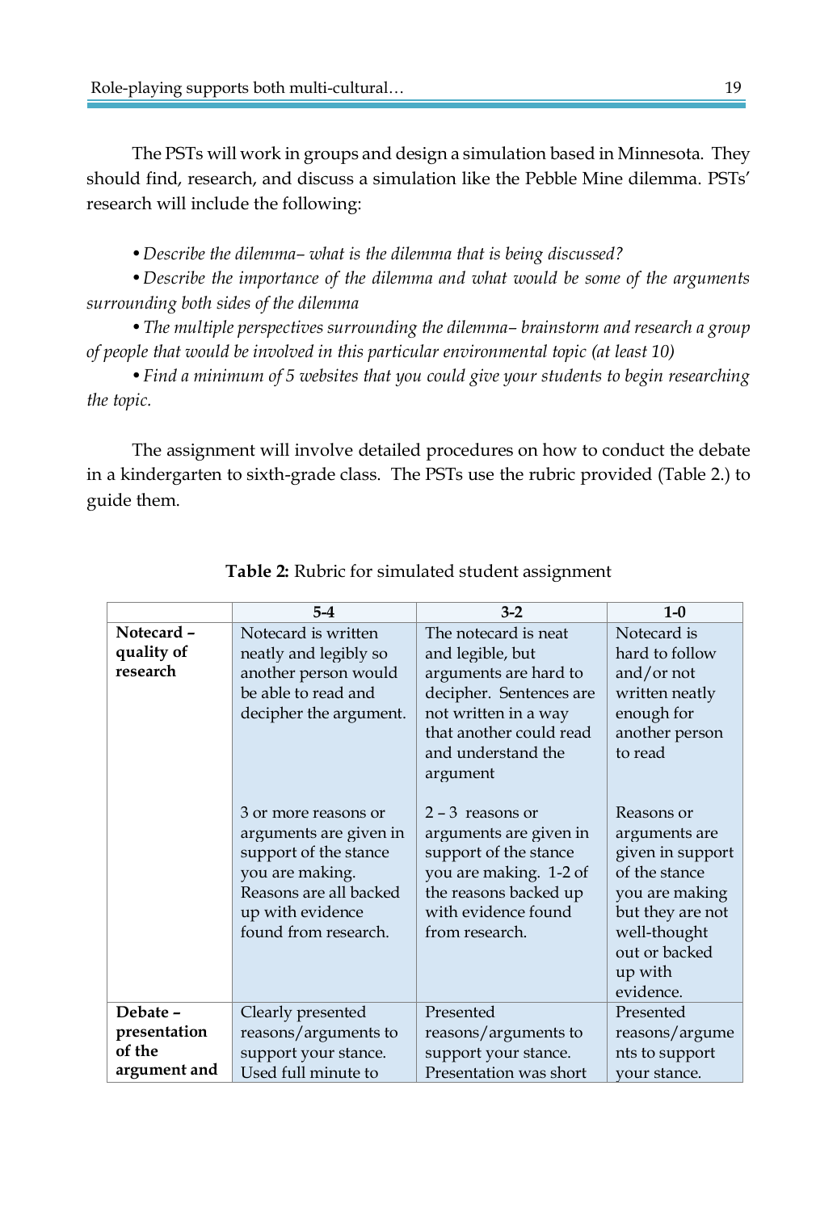The PSTs will work in groups and design a simulation based in Minnesota. They should find, research, and discuss a simulation like the Pebble Mine dilemma. PSTs' research will include the following:

• *Describe the dilemma– what is the dilemma that is being discussed?*

• *Describe the importance of the dilemma and what would be some of the arguments surrounding both sides of the dilemma*

• *The multiple perspectives surrounding the dilemma– brainstorm and research a group of people that would be involved in this particular environmental topic (at least 10)*

• *Find a minimum of 5 websites that you could give your students to begin researching the topic.*

The assignment will involve detailed procedures on how to conduct the debate in a kindergarten to sixth-grade class. The PSTs use the rubric provided (Table 2.) to guide them.

**Table 2:** Rubric for simulated student assignment

| | 5-4 | 3-2 | 1-0 |
|---|---|---|---|
| **Notecard – quality of research** | Notecard is written neatly and legibly so another person would be able to read and decipher the argument.<br><br>3 or more reasons or arguments are given in support of the stance you are making. Reasons are all backed up with evidence found from research. | The notecard is neat and legible, but arguments are hard to decipher. Sentences are not written in a way that another could read and understand the argument<br><br>2 – 3 reasons or arguments are given in support of the stance you are making. 1-2 of the reasons backed up with evidence found from research. | Notecard is hard to follow and/or not written neatly enough for another person to read<br><br>Reasons or arguments are given in support of the stance you are making but they are not well-thought out or backed up with evidence. |
| **Debate – presentation of the argument and** | Clearly presented reasons/arguments to support your stance. Used full minute to | Presented reasons/arguments to support your stance. Presentation was short | Presented reasons/arguments to support your stance. |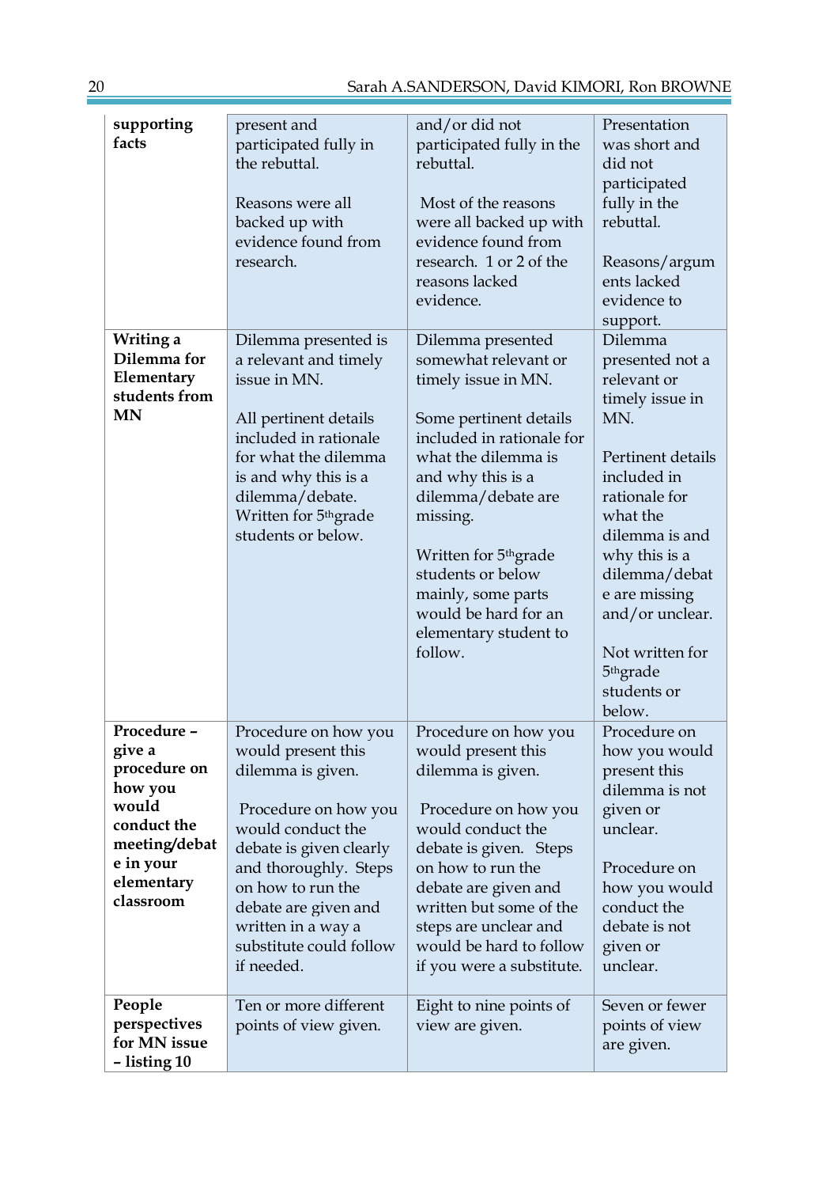| | | | |
|---|---|---|---|
| **supporting facts** | present and participated fully in the rebuttal.<br><br>Reasons were all backed up with evidence found from research. | and/or did not participated fully in the rebuttal.<br><br>Most of the reasons were all backed up with evidence found from research. 1 or 2 of the reasons lacked evidence. | Presentation was short and did not participated fully in the rebuttal.<br><br>Reasons/arguments lacked evidence to support. |
| **Writing a Dilemma for Elementary students from MN** | Dilemma presented is a relevant and timely issue in MN.<br><br>All pertinent details included in rationale for what the dilemma is and why this is a dilemma/debate. Written for 5th grade students or below. | Dilemma presented somewhat relevant or timely issue in MN.<br><br>Some pertinent details included in rationale for what the dilemma is and why this is a dilemma/debate are missing.<br><br>Written for 5th grade students or below mainly, some parts would be hard for an elementary student to follow. | Dilemma presented not a relevant or timely issue in MN.<br><br>Pertinent details included in rationale for what the dilemma is and why this is a dilemma/debate are missing and/or unclear.<br><br>Not written for 5th grade students or below. |
| **Procedure – give a procedure on how you would conduct the meeting/debate in your elementary classroom** | Procedure on how you would present this dilemma is given.<br><br>Procedure on how you would conduct the debate is given clearly and thoroughly. Steps on how to run the debate are given and written in a way a substitute could follow if needed. | Procedure on how you would present this dilemma is given.<br><br>Procedure on how you would conduct the debate is given. Steps on how to run the debate are given and written but some of the steps are unclear and would be hard to follow if you were a substitute. | Procedure on how you would present this dilemma is not given or unclear.<br><br>Procedure on how you would conduct the debate is not given or unclear. |
| **People perspectives for MN issue – listing 10** | Ten or more different points of view given. | Eight to nine points of view are given. | Seven or fewer points of view are given. |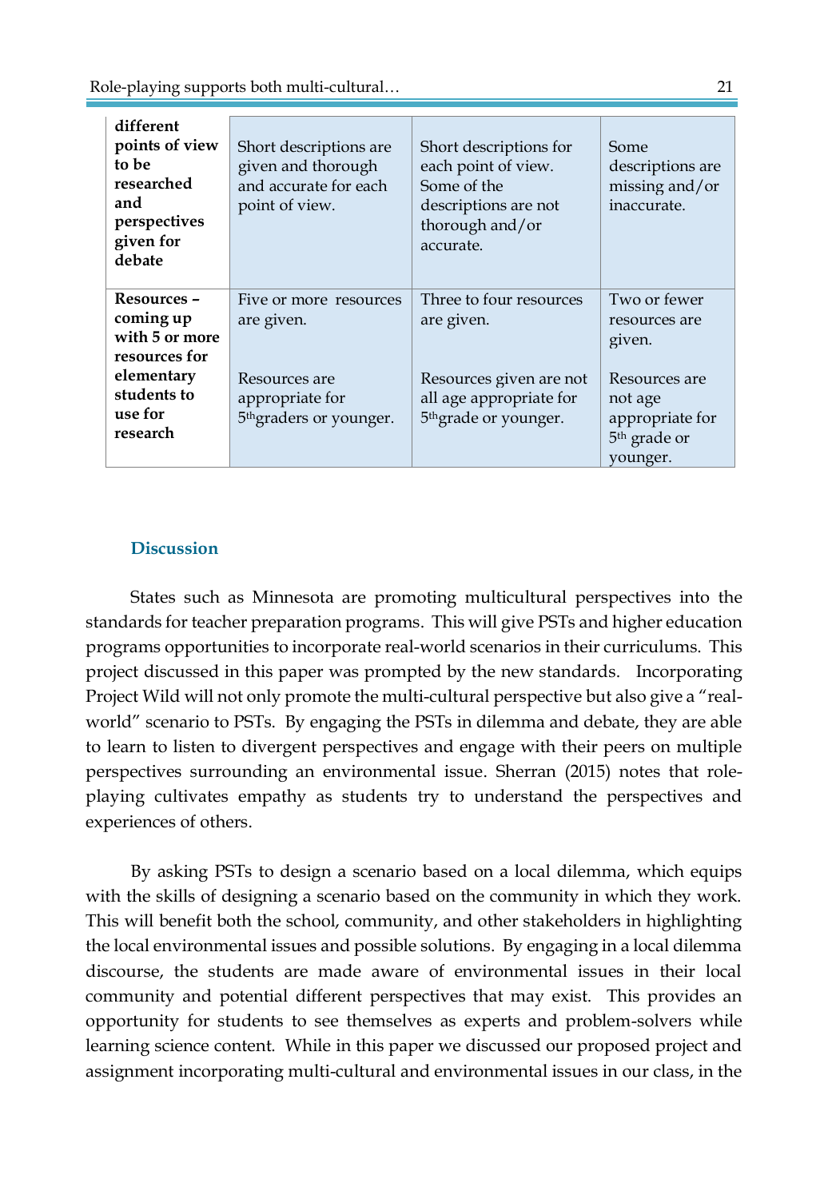| | | | |
|---|---|---|---|
| **different points of view to be researched and perspectives given for debate** | Short descriptions are given and thorough and accurate for each point of view. | Short descriptions for each point of view. Some of the descriptions are not thorough and/or accurate. | Some descriptions are missing and/or inaccurate. |
| **Resources – coming up with 5 or more resources for elementary students to use for research** | Five or more resources are given.<br><br>Resources are appropriate for 5thgraders or younger. | Three to four resources are given.<br><br>Resources given are not all age appropriate for 5thgrade or younger. | Two or fewer resources are given.<br><br>Resources are not age appropriate for 5th grade or younger. |

## Discussion

States such as Minnesota are promoting multicultural perspectives into the standards for teacher preparation programs. This will give PSTs and higher education programs opportunities to incorporate real-world scenarios in their curriculums. This project discussed in this paper was prompted by the new standards. Incorporating Project Wild will not only promote the multi-cultural perspective but also give a "real-world" scenario to PSTs. By engaging the PSTs in dilemma and debate, they are able to learn to listen to divergent perspectives and engage with their peers on multiple perspectives surrounding an environmental issue. Sherran (2015) notes that role-playing cultivates empathy as students try to understand the perspectives and experiences of others.

By asking PSTs to design a scenario based on a local dilemma, which equips with the skills of designing a scenario based on the community in which they work. This will benefit both the school, community, and other stakeholders in highlighting the local environmental issues and possible solutions. By engaging in a local dilemma discourse, the students are made aware of environmental issues in their local community and potential different perspectives that may exist. This provides an opportunity for students to see themselves as experts and problem-solvers while learning science content. While in this paper we discussed our proposed project and assignment incorporating multi-cultural and environmental issues in our class, in the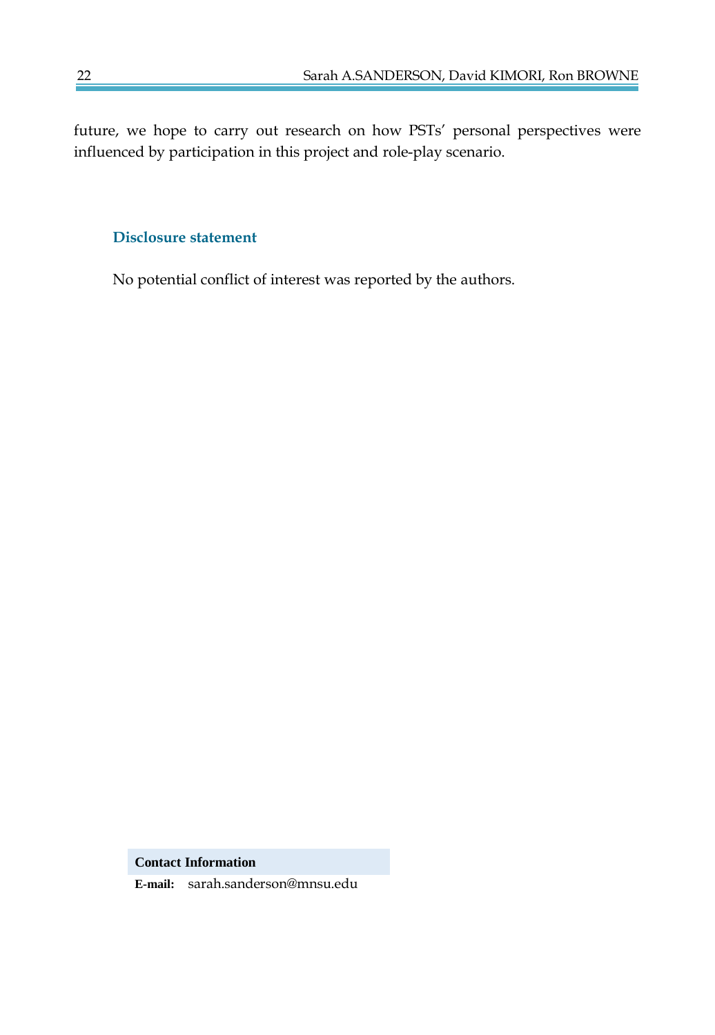future, we hope to carry out research on how PSTs' personal perspectives were influenced by participation in this project and role-play scenario.

### Disclosure statement

No potential conflict of interest was reported by the authors.

**Contact Information**

**E-mail:** sarah.sanderson@mnsu.edu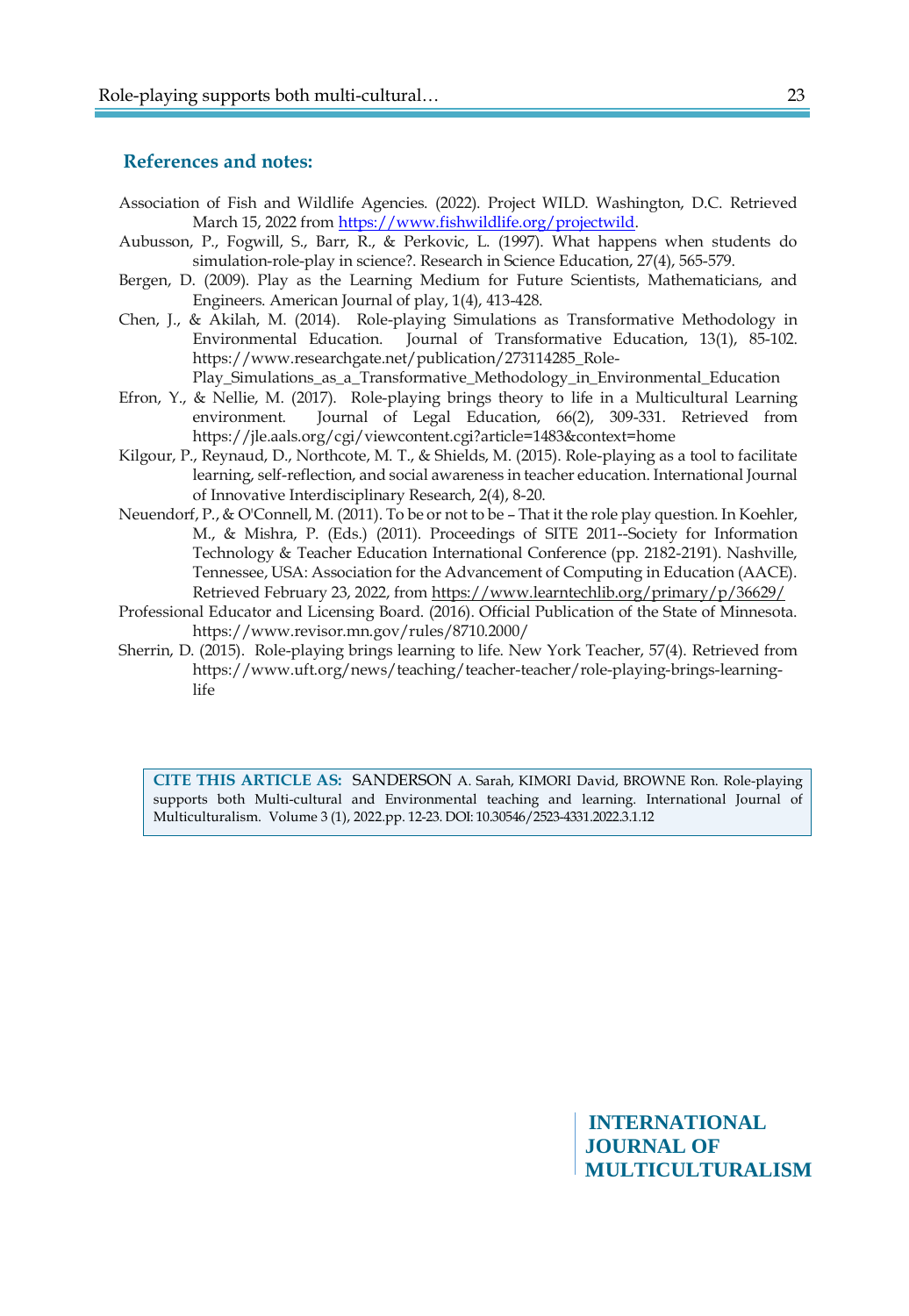### References and notes:

Association of Fish and Wildlife Agencies. (2022). Project WILD. Washington, D.C. Retrieved March 15, 2022 from https://www.fishwildlife.org/projectwild.

Aubusson, P., Fogwill, S., Barr, R., & Perkovic, L. (1997). What happens when students do simulation-role-play in science?. Research in Science Education, 27(4), 565-579.

Bergen, D. (2009). Play as the Learning Medium for Future Scientists, Mathematicians, and Engineers. American Journal of play, 1(4), 413-428.

Chen, J., & Akilah, M. (2014). Role-playing Simulations as Transformative Methodology in Environmental Education. Journal of Transformative Education, 13(1), 85-102. https://www.researchgate.net/publication/273114285_Role-Play_Simulations_as_a_Transformative_Methodology_in_Environmental_Education

Efron, Y., & Nellie, M. (2017). Role-playing brings theory to life in a Multicultural Learning environment. Journal of Legal Education, 66(2), 309-331. Retrieved from https://jle.aals.org/cgi/viewcontent.cgi?article=1483&context=home

Kilgour, P., Reynaud, D., Northcote, M. T., & Shields, M. (2015). Role-playing as a tool to facilitate learning, self-reflection, and social awareness in teacher education. International Journal of Innovative Interdisciplinary Research, 2(4), 8-20.

Neuendorf, P., & O'Connell, M. (2011). To be or not to be – That it the role play question. In Koehler, M., & Mishra, P. (Eds.) (2011). Proceedings of SITE 2011--Society for Information Technology & Teacher Education International Conference (pp. 2182-2191). Nashville, Tennessee, USA: Association for the Advancement of Computing in Education (AACE). Retrieved February 23, 2022, from https://www.learntechlib.org/primary/p/36629/

Professional Educator and Licensing Board. (2016). Official Publication of the State of Minnesota. https://www.revisor.mn.gov/rules/8710.2000/

Sherrin, D. (2015). Role-playing brings learning to life. New York Teacher, 57(4). Retrieved from https://www.uft.org/news/teaching/teacher-teacher/role-playing-brings-learning-life

**CITE THIS ARTICLE AS:** SANDERSON A. Sarah, KIMORI David, BROWNE Ron. Role-playing supports both Multi-cultural and Environmental teaching and learning. International Journal of Multiculturalism. Volume 3 (1), 2022.pp. 12-23. DOI: 10.30546/2523-4331.2022.3.1.12